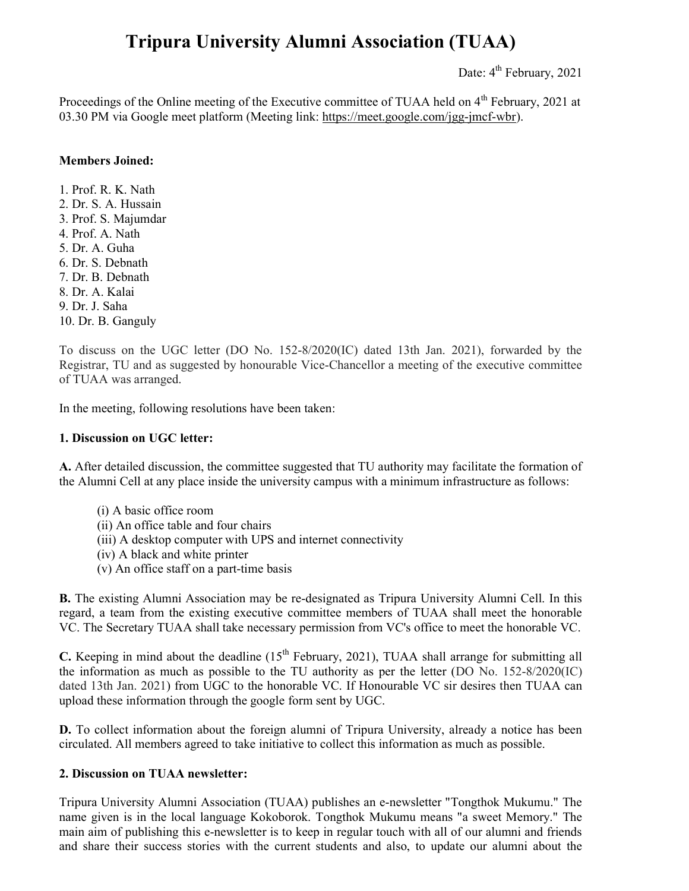# Tripura University Alumni Association (TUAA)

Date: 4th February, 2021

Proceedings of the Online meeting of the Executive committee of TUAA held on 4th February, 2021 at 03.30 PM via Google meet platform (Meeting link: https://meet.google.com/jgg-jmcf-wbr).

**Members Joined:**

1. Prof. R. K. Nath
2. Dr. S. A. Hussain
3. Prof. S. Majumdar
4. Prof. A. Nath
5. Dr. A. Guha
6. Dr. S. Debnath
7. Dr. B. Debnath
8. Dr. A. Kalai
9. Dr. J. Saha
10. Dr. B. Ganguly

To discuss on the UGC letter (DO No. 152-8/2020(IC) dated 13th Jan. 2021), forwarded by the Registrar, TU and as suggested by honourable Vice-Chancellor a meeting of the executive committee of TUAA was arranged.

In the meeting, following resolutions have been taken:

**1. Discussion on UGC letter:**

**A.** After detailed discussion, the committee suggested that TU authority may facilitate the formation of the Alumni Cell at any place inside the university campus with a minimum infrastructure as follows:

(i) A basic office room
(ii) An office table and four chairs
(iii) A desktop computer with UPS and internet connectivity
(iv) A black and white printer
(v) An office staff on a part-time basis

**B.** The existing Alumni Association may be re-designated as Tripura University Alumni Cell. In this regard, a team from the existing executive committee members of TUAA shall meet the honorable VC. The Secretary TUAA shall take necessary permission from VC's office to meet the honorable VC.

**C.** Keeping in mind about the deadline (15th February, 2021), TUAA shall arrange for submitting all the information as much as possible to the TU authority as per the letter (DO No. 152-8/2020(IC) dated 13th Jan. 2021) from UGC to the honorable VC. If Honourable VC sir desires then TUAA can upload these information through the google form sent by UGC.

**D.** To collect information about the foreign alumni of Tripura University, already a notice has been circulated. All members agreed to take initiative to collect this information as much as possible.

**2. Discussion on TUAA newsletter:**

Tripura University Alumni Association (TUAA) publishes an e-newsletter "Tongthok Mukumu." The name given is in the local language Kokoborok. Tongthok Mukumu means "a sweet Memory." The main aim of publishing this e-newsletter is to keep in regular touch with all of our alumni and friends and share their success stories with the current students and also, to update our alumni about the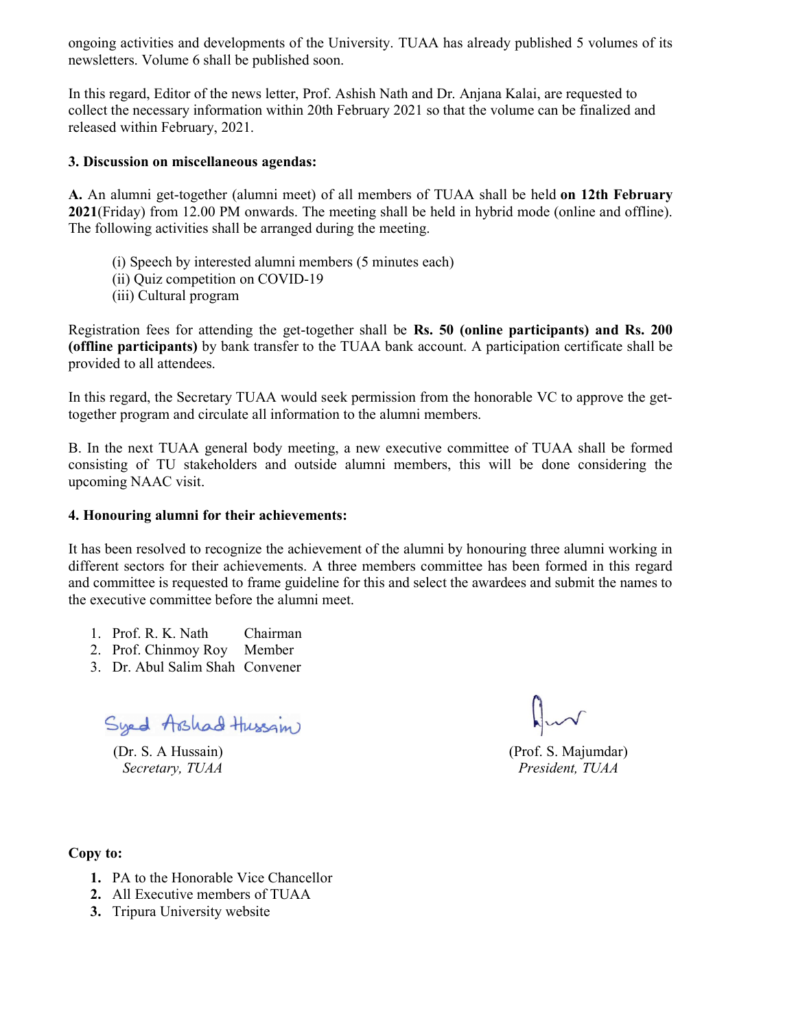ongoing activities and developments of the University. TUAA has already published 5 volumes of its newsletters. Volume 6 shall be published soon.

In this regard, Editor of the news letter, Prof. Ashish Nath and Dr. Anjana Kalai, are requested to collect the necessary information within 20th February 2021 so that the volume can be finalized and released within February, 2021.

**3. Discussion on miscellaneous agendas:**

**A.** An alumni get-together (alumni meet) of all members of TUAA shall be held **on 12th February 2021**(Friday) from 12.00 PM onwards. The meeting shall be held in hybrid mode (online and offline). The following activities shall be arranged during the meeting.

(i) Speech by interested alumni members (5 minutes each)
(ii) Quiz competition on COVID-19
(iii) Cultural program

Registration fees for attending the get-together shall be **Rs. 50 (online participants) and Rs. 200 (offline participants)** by bank transfer to the TUAA bank account. A participation certificate shall be provided to all attendees.

In this regard, the Secretary TUAA would seek permission from the honorable VC to approve the get-together program and circulate all information to the alumni members.

B. In the next TUAA general body meeting, a new executive committee of TUAA shall be formed consisting of TU stakeholders and outside alumni members, this will be done considering the upcoming NAAC visit.

**4. Honouring alumni for their achievements:**

It has been resolved to recognize the achievement of the alumni by honouring three alumni working in different sectors for their achievements. A three members committee has been formed in this regard and committee is requested to frame guideline for this and select the awardees and submit the names to the executive committee before the alumni meet.

1. Prof. R. K. Nath Chairman
2. Prof. Chinmoy Roy Member
3. Dr. Abul Salim Shah Convener

Syed Arshad Hussain

(Dr. S. A Hussain)
*Secretary, TUAA*

(Prof. S. Majumdar)
*President, TUAA*

**Copy to:**

1. PA to the Honorable Vice Chancellor
2. All Executive members of TUAA
3. Tripura University website